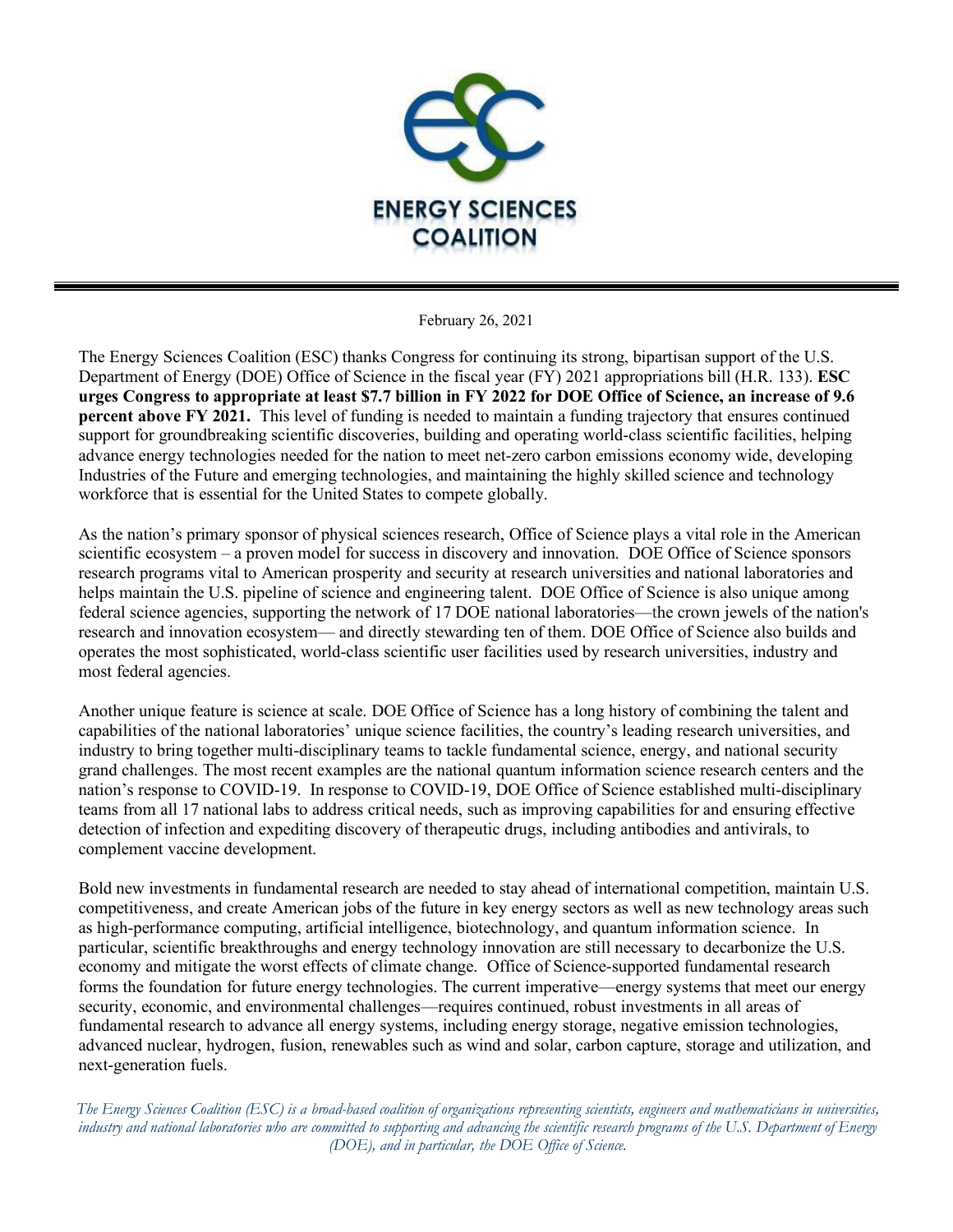# ENERGY SCIENCES COALITION

February 26, 2021

The Energy Sciences Coalition (ESC) thanks Congress for continuing its strong, bipartisan support of the U.S. Department of Energy (DOE) Office of Science in the fiscal year (FY) 2021 appropriations bill (H.R. 133). **ESC urges Congress to appropriate at least $7.7 billion in FY 2022 for DOE Office of Science, an increase of 9.6 percent above FY 2021.** This level of funding is needed to maintain a funding trajectory that ensures continued support for groundbreaking scientific discoveries, building and operating world-class scientific facilities, helping advance energy technologies needed for the nation to meet net-zero carbon emissions economy wide, developing Industries of the Future and emerging technologies, and maintaining the highly skilled science and technology workforce that is essential for the United States to compete globally.

As the nation's primary sponsor of physical sciences research, Office of Science plays a vital role in the American scientific ecosystem – a proven model for success in discovery and innovation. DOE Office of Science sponsors research programs vital to American prosperity and security at research universities and national laboratories and helps maintain the U.S. pipeline of science and engineering talent. DOE Office of Science is also unique among federal science agencies, supporting the network of 17 DOE national laboratories—the crown jewels of the nation's research and innovation ecosystem— and directly stewarding ten of them. DOE Office of Science also builds and operates the most sophisticated, world-class scientific user facilities used by research universities, industry and most federal agencies.

Another unique feature is science at scale. DOE Office of Science has a long history of combining the talent and capabilities of the national laboratories' unique science facilities, the country's leading research universities, and industry to bring together multi-disciplinary teams to tackle fundamental science, energy, and national security grand challenges. The most recent examples are the national quantum information science research centers and the nation's response to COVID-19. In response to COVID-19, DOE Office of Science established multi-disciplinary teams from all 17 national labs to address critical needs, such as improving capabilities for and ensuring effective detection of infection and expediting discovery of therapeutic drugs, including antibodies and antivirals, to complement vaccine development.

Bold new investments in fundamental research are needed to stay ahead of international competition, maintain U.S. competitiveness, and create American jobs of the future in key energy sectors as well as new technology areas such as high-performance computing, artificial intelligence, biotechnology, and quantum information science. In particular, scientific breakthroughs and energy technology innovation are still necessary to decarbonize the U.S. economy and mitigate the worst effects of climate change. Office of Science-supported fundamental research forms the foundation for future energy technologies. The current imperative—energy systems that meet our energy security, economic, and environmental challenges—requires continued, robust investments in all areas of fundamental research to advance all energy systems, including energy storage, negative emission technologies, advanced nuclear, hydrogen, fusion, renewables such as wind and solar, carbon capture, storage and utilization, and next-generation fuels.

*The Energy Sciences Coalition (ESC) is a broad-based coalition of organizations representing scientists, engineers and mathematicians in universities, industry and national laboratories who are committed to supporting and advancing the scientific research programs of the U.S. Department of Energy (DOE), and in particular, the DOE Office of Science.*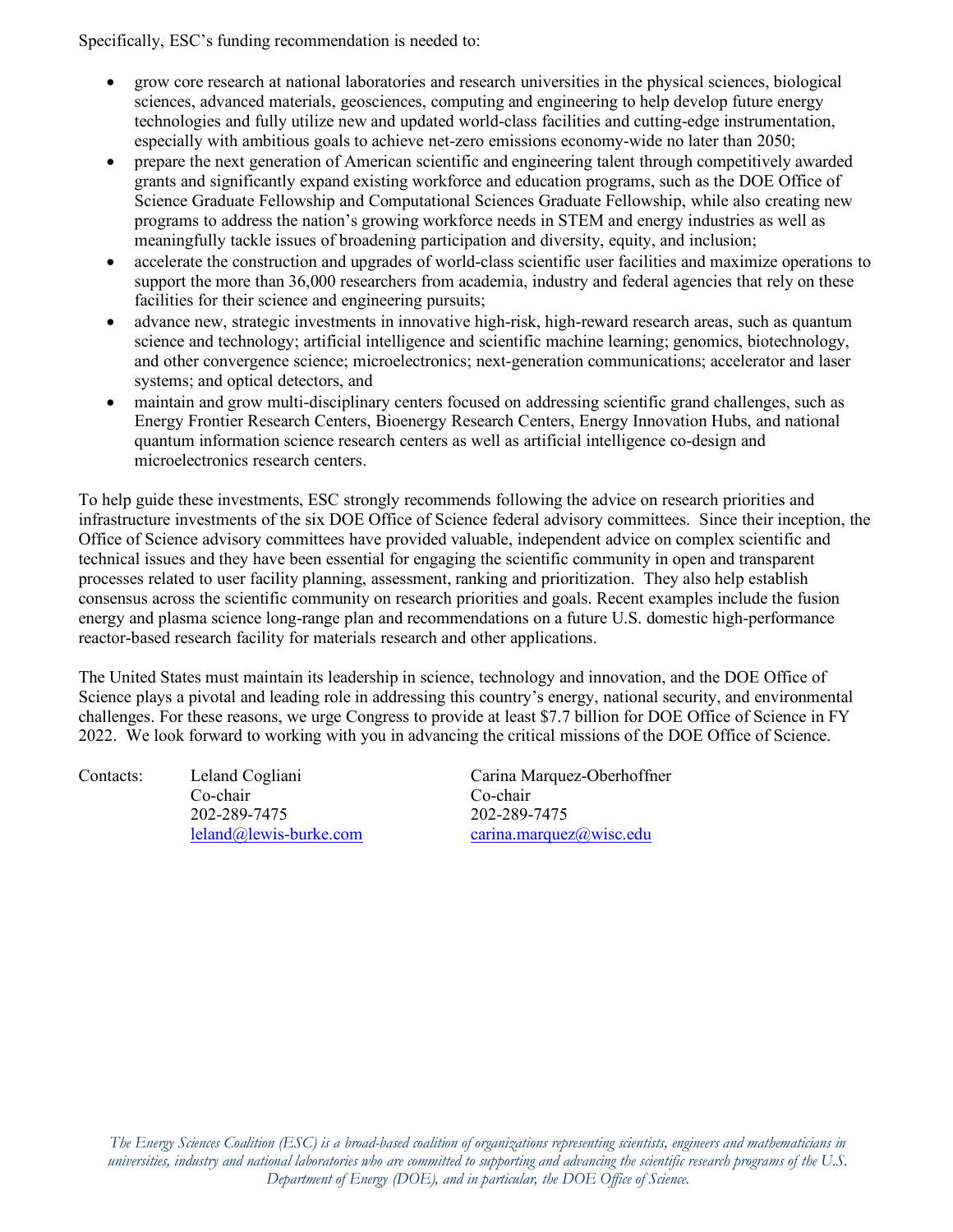Specifically, ESC's funding recommendation is needed to:

- grow core research at national laboratories and research universities in the physical sciences, biological sciences, advanced materials, geosciences, computing and engineering to help develop future energy technologies and fully utilize new and updated world-class facilities and cutting-edge instrumentation, especially with ambitious goals to achieve net-zero emissions economy-wide no later than 2050;
- prepare the next generation of American scientific and engineering talent through competitively awarded grants and significantly expand existing workforce and education programs, such as the DOE Office of Science Graduate Fellowship and Computational Sciences Graduate Fellowship, while also creating new programs to address the nation's growing workforce needs in STEM and energy industries as well as meaningfully tackle issues of broadening participation and diversity, equity, and inclusion;
- accelerate the construction and upgrades of world-class scientific user facilities and maximize operations to support the more than 36,000 researchers from academia, industry and federal agencies that rely on these facilities for their science and engineering pursuits;
- advance new, strategic investments in innovative high-risk, high-reward research areas, such as quantum science and technology; artificial intelligence and scientific machine learning; genomics, biotechnology, and other convergence science; microelectronics; next-generation communications; accelerator and laser systems; and optical detectors, and
- maintain and grow multi-disciplinary centers focused on addressing scientific grand challenges, such as Energy Frontier Research Centers, Bioenergy Research Centers, Energy Innovation Hubs, and national quantum information science research centers as well as artificial intelligence co-design and microelectronics research centers.

To help guide these investments, ESC strongly recommends following the advice on research priorities and infrastructure investments of the six DOE Office of Science federal advisory committees. Since their inception, the Office of Science advisory committees have provided valuable, independent advice on complex scientific and technical issues and they have been essential for engaging the scientific community in open and transparent processes related to user facility planning, assessment, ranking and prioritization. They also help establish consensus across the scientific community on research priorities and goals. Recent examples include the fusion energy and plasma science long-range plan and recommendations on a future U.S. domestic high-performance reactor-based research facility for materials research and other applications.

The United States must maintain its leadership in science, technology and innovation, and the DOE Office of Science plays a pivotal and leading role in addressing this country's energy, national security, and environmental challenges. For these reasons, we urge Congress to provide at least $7.7 billion for DOE Office of Science in FY 2022. We look forward to working with you in advancing the critical missions of the DOE Office of Science.

Contacts:

Leland Cogliani
Co-chair
202-289-7475
leland@lewis-burke.com

Carina Marquez-Oberhoffner
Co-chair
202-289-7475
carina.marquez@wisc.edu

*The Energy Sciences Coalition (ESC) is a broad-based coalition of organizations representing scientists, engineers and mathematicians in universities, industry and national laboratories who are committed to supporting and advancing the scientific research programs of the U.S. Department of Energy (DOE), and in particular, the DOE Office of Science.*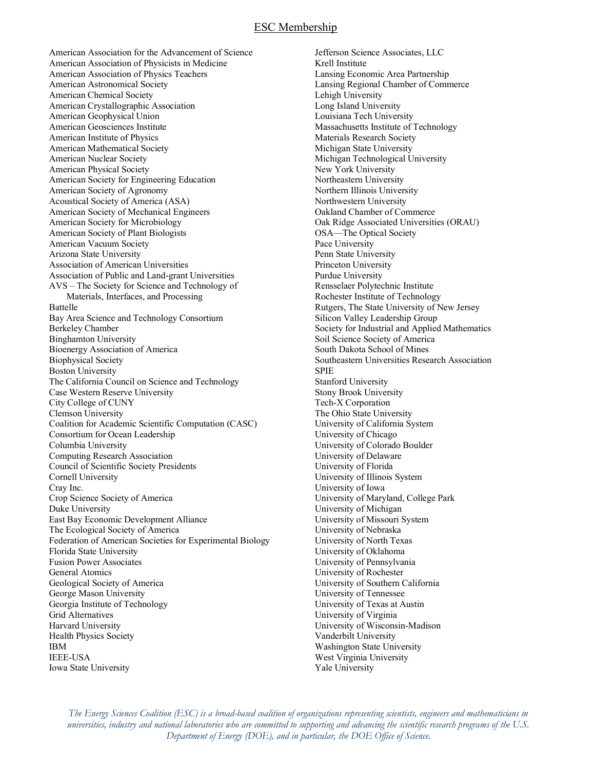## ESC Membership

American Association for the Advancement of Science
American Association of Physicists in Medicine
American Association of Physics Teachers
American Astronomical Society
American Chemical Society
American Crystallographic Association
American Geophysical Union
American Geosciences Institute
American Institute of Physics
American Mathematical Society
American Nuclear Society
American Physical Society
American Society for Engineering Education
American Society of Agronomy
Acoustical Society of America (ASA)
American Society of Mechanical Engineers
American Society for Microbiology
American Society of Plant Biologists
American Vacuum Society
Arizona State University
Association of American Universities
Association of Public and Land-grant Universities
AVS – The Society for Science and Technology of Materials, Interfaces, and Processing
Battelle
Bay Area Science and Technology Consortium
Berkeley Chamber
Binghamton University
Bioenergy Association of America
Biophysical Society
Boston University
The California Council on Science and Technology
Case Western Reserve University
City College of CUNY
Clemson University
Coalition for Academic Scientific Computation (CASC)
Consortium for Ocean Leadership
Columbia University
Computing Research Association
Council of Scientific Society Presidents
Cornell University
Cray Inc.
Crop Science Society of America
Duke University
East Bay Economic Development Alliance
The Ecological Society of America
Federation of American Societies for Experimental Biology
Florida State University
Fusion Power Associates
General Atomics
Geological Society of America
George Mason University
Georgia Institute of Technology
Grid Alternatives
Harvard University
Health Physics Society
IBM
IEEE-USA
Iowa State University
Jefferson Science Associates, LLC
Krell Institute
Lansing Economic Area Partnership
Lansing Regional Chamber of Commerce
Lehigh University
Long Island University
Louisiana Tech University
Massachusetts Institute of Technology
Materials Research Society
Michigan State University
Michigan Technological University
New York University
Northeastern University
Northern Illinois University
Northwestern University
Oakland Chamber of Commerce
Oak Ridge Associated Universities (ORAU)
OSA—The Optical Society
Pace University
Penn State University
Princeton University
Purdue University
Rensselaer Polytechnic Institute
Rochester Institute of Technology
Rutgers, The State University of New Jersey
Silicon Valley Leadership Group
Society for Industrial and Applied Mathematics
Soil Science Society of America
South Dakota School of Mines
Southeastern Universities Research Association
SPIE
Stanford University
Stony Brook University
Tech-X Corporation
The Ohio State University
University of California System
University of Chicago
University of Colorado Boulder
University of Delaware
University of Florida
University of Illinois System
University of Iowa
University of Maryland, College Park
University of Michigan
University of Missouri System
University of Nebraska
University of North Texas
University of Oklahoma
University of Pennsylvania
University of Rochester
University of Southern California
University of Tennessee
University of Texas at Austin
University of Virginia
University of Wisconsin-Madison
Vanderbilt University
Washington State University
West Virginia University
Yale University

*The Energy Sciences Coalition (ESC) is a broad-based coalition of organizations representing scientists, engineers and mathematicians in universities, industry and national laboratories who are committed to supporting and advancing the scientific research programs of the U.S. Department of Energy (DOE), and in particular, the DOE Office of Science.*